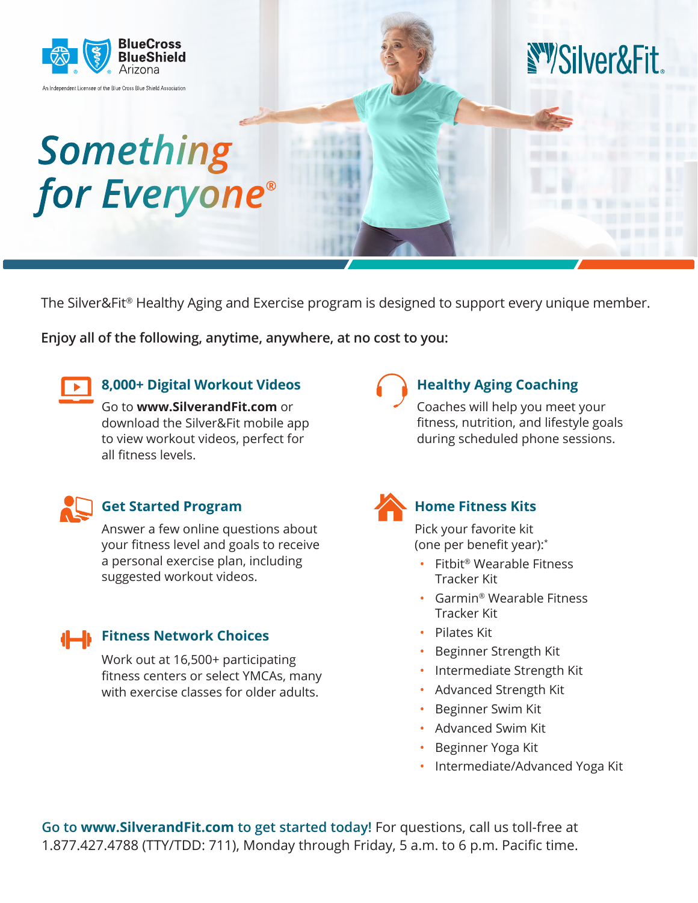BlueCross BlueShield Arizona

An Independent Licensee of the Blue Cross Blue Shield Association

Silver&Fit®

# *Something for Everyone®*

The Silver&Fit® Healthy Aging and Exercise program is designed to support every unique member.

**Enjoy all of the following, anytime, anywhere, at no cost to you:**

### 8,000+ Digital Workout Videos

Go to **www.SilverandFit.com** or download the Silver&Fit mobile app to view workout videos, perfect for all fitness levels.

### Get Started Program

Answer a few online questions about your fitness level and goals to receive a personal exercise plan, including suggested workout videos.

### Fitness Network Choices

Work out at 16,500+ participating fitness centers or select YMCAs, many with exercise classes for older adults.

### Healthy Aging Coaching

Coaches will help you meet your fitness, nutrition, and lifestyle goals during scheduled phone sessions.

### Home Fitness Kits

Pick your favorite kit (one per benefit year):*

- Fitbit® Wearable Fitness Tracker Kit
- Garmin® Wearable Fitness Tracker Kit
- Pilates Kit
- Beginner Strength Kit
- Intermediate Strength Kit
- Advanced Strength Kit
- Beginner Swim Kit
- Advanced Swim Kit
- Beginner Yoga Kit
- Intermediate/Advanced Yoga Kit

**Go to www.SilverandFit.com to get started today!** For questions, call us toll-free at 1.877.427.4788 (TTY/TDD: 711), Monday through Friday, 5 a.m. to 6 p.m. Pacific time.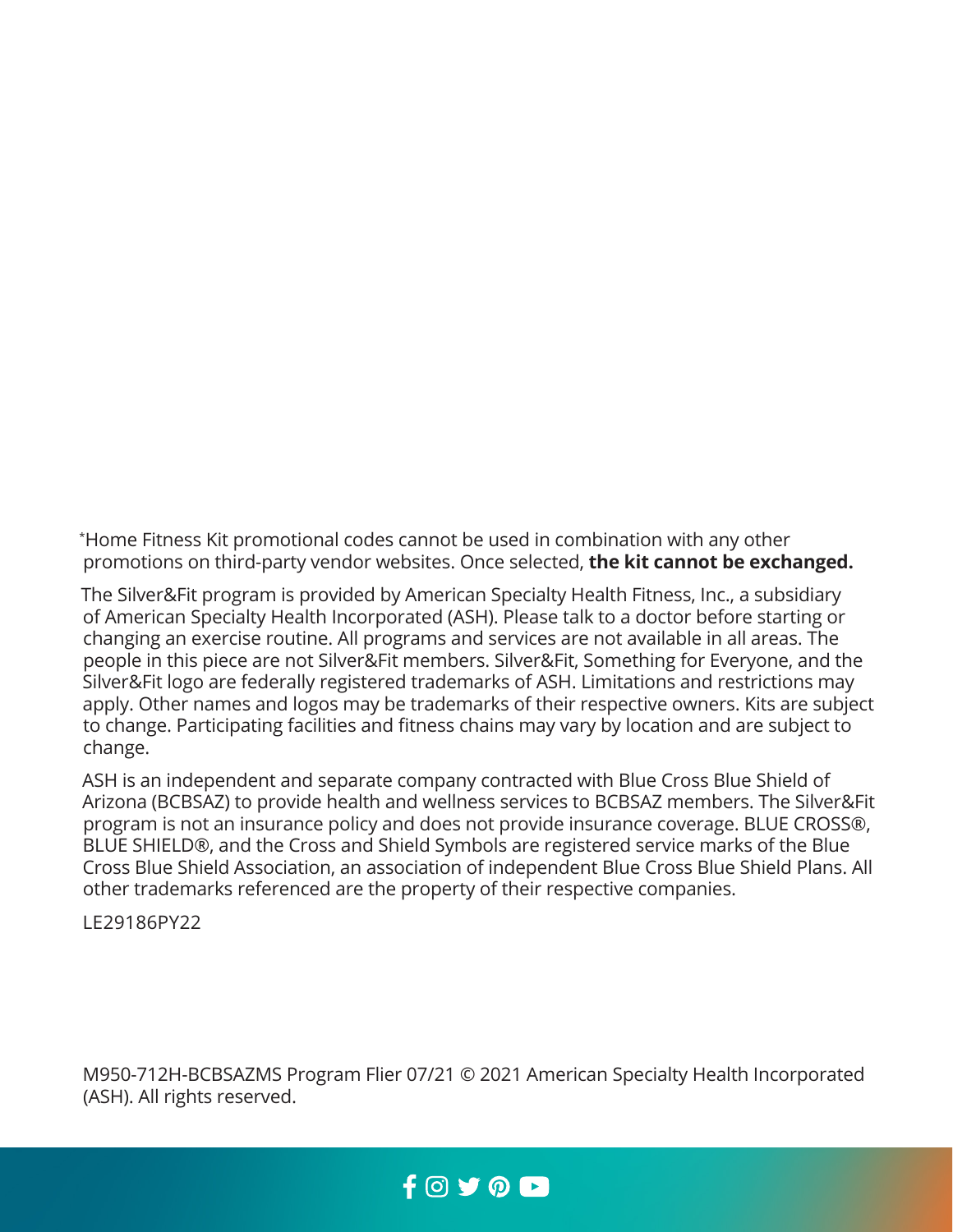*Home Fitness Kit promotional codes cannot be used in combination with any other promotions on third-party vendor websites. Once selected, **the kit cannot be exchanged.**

The Silver&Fit program is provided by American Specialty Health Fitness, Inc., a subsidiary of American Specialty Health Incorporated (ASH). Please talk to a doctor before starting or changing an exercise routine. All programs and services are not available in all areas. The people in this piece are not Silver&Fit members. Silver&Fit, Something for Everyone, and the Silver&Fit logo are federally registered trademarks of ASH. Limitations and restrictions may apply. Other names and logos may be trademarks of their respective owners. Kits are subject to change. Participating facilities and fitness chains may vary by location and are subject to change.

ASH is an independent and separate company contracted with Blue Cross Blue Shield of Arizona (BCBSAZ) to provide health and wellness services to BCBSAZ members. The Silver&Fit program is not an insurance policy and does not provide insurance coverage. BLUE CROSS®, BLUE SHIELD®, and the Cross and Shield Symbols are registered service marks of the Blue Cross Blue Shield Association, an association of independent Blue Cross Blue Shield Plans. All other trademarks referenced are the property of their respective companies.

LE29186PY22

M950-712H-BCBSAZMS Program Flier 07/21 © 2021 American Specialty Health Incorporated (ASH). All rights reserved.